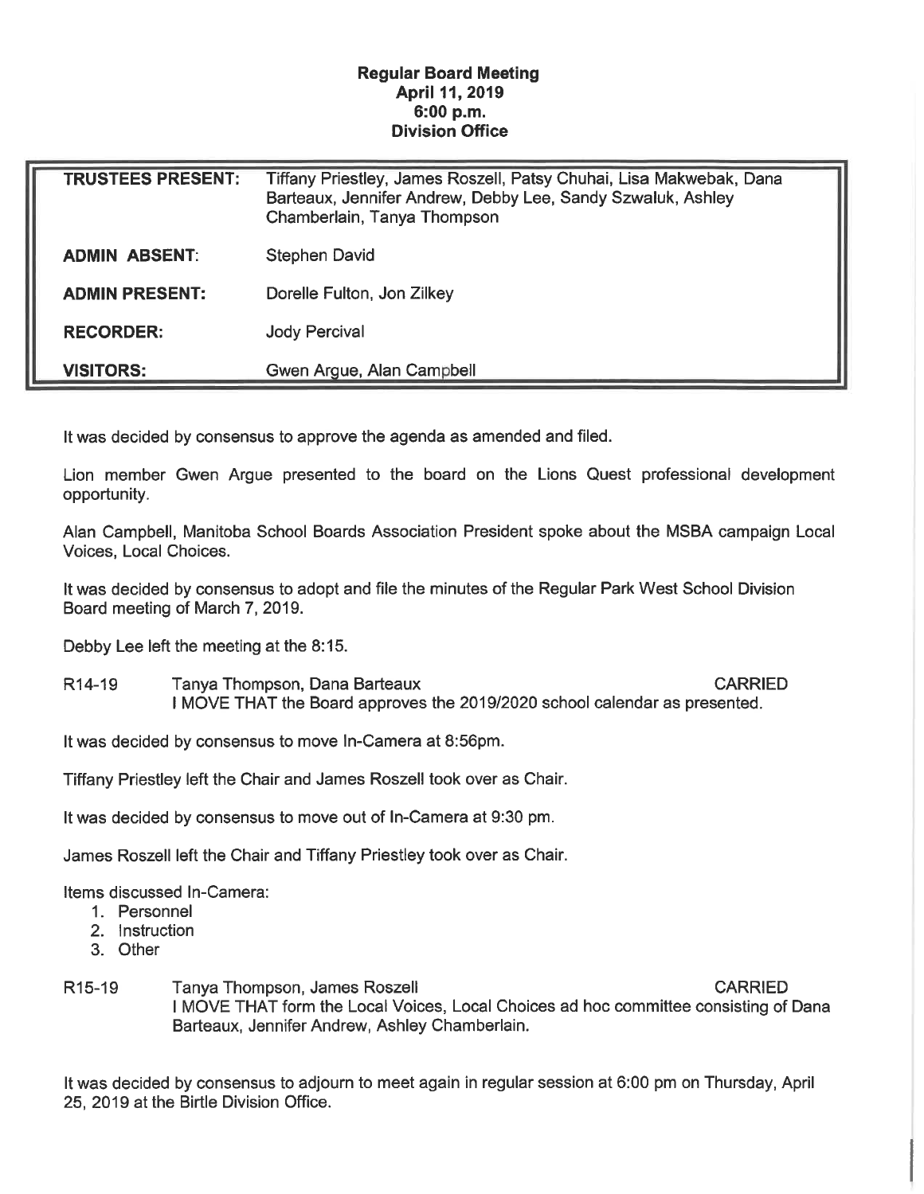**Regular Board Meeting**
**April 11, 2019**
**6:00 p.m.**
**Division Office**

| | |
|---|---|
| **TRUSTEES PRESENT:** | Tiffany Priestley, James Roszell, Patsy Chuhai, Lisa Makwebak, Dana Barteaux, Jennifer Andrew, Debby Lee, Sandy Szwaluk, Ashley Chamberlain, Tanya Thompson |
| **ADMIN ABSENT**: | Stephen David |
| **ADMIN PRESENT:** | Dorelle Fulton, Jon Zilkey |
| **RECORDER:** | Jody Percival |
| **VISITORS:** | Gwen Argue, Alan Campbell |

It was decided by consensus to approve the agenda as amended and filed.

Lion member Gwen Argue presented to the board on the Lions Quest professional development opportunity.

Alan Campbell, Manitoba School Boards Association President spoke about the MSBA campaign Local Voices, Local Choices.

It was decided by consensus to adopt and file the minutes of the Regular Park West School Division Board meeting of March 7, 2019.

Debby Lee left the meeting at the 8:15.

R14-19 Tanya Thompson, Dana Barteaux CARRIED
I MOVE THAT the Board approves the 2019/2020 school calendar as presented.

It was decided by consensus to move In-Camera at 8:56pm.

Tiffany Priestley left the Chair and James Roszell took over as Chair.

It was decided by consensus to move out of In-Camera at 9:30 pm.

James Roszell left the Chair and Tiffany Priestley took over as Chair.

Items discussed In-Camera:

1. Personnel
2. Instruction
3. Other

R15-19 Tanya Thompson, James Roszell CARRIED
I MOVE THAT form the Local Voices, Local Choices ad hoc committee consisting of Dana Barteaux, Jennifer Andrew, Ashley Chamberlain.

It was decided by consensus to adjourn to meet again in regular session at 6:00 pm on Thursday, April 25, 2019 at the Birtle Division Office.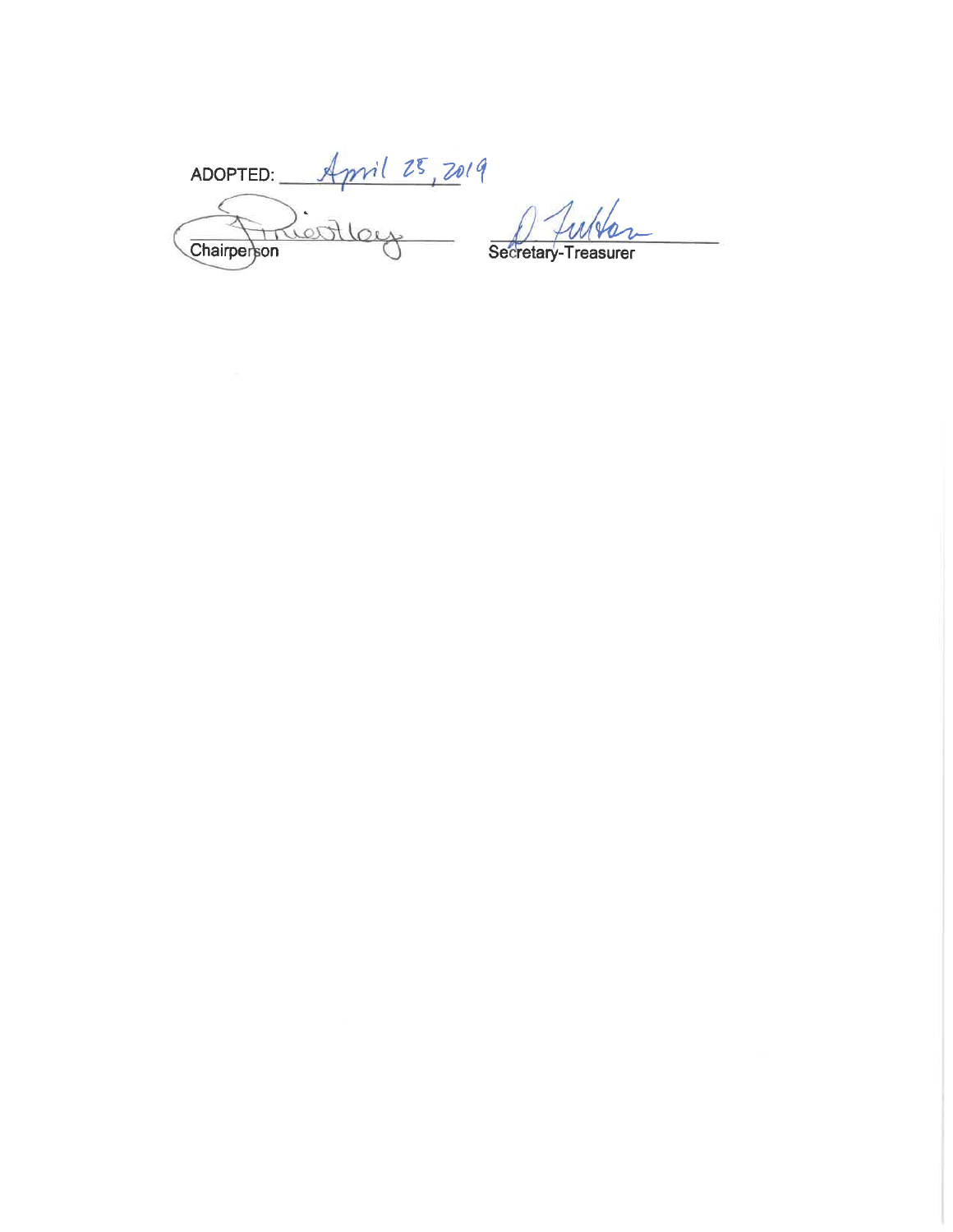ADOPTED: April 25, 2019

Chairperson

Secretary-Treasurer